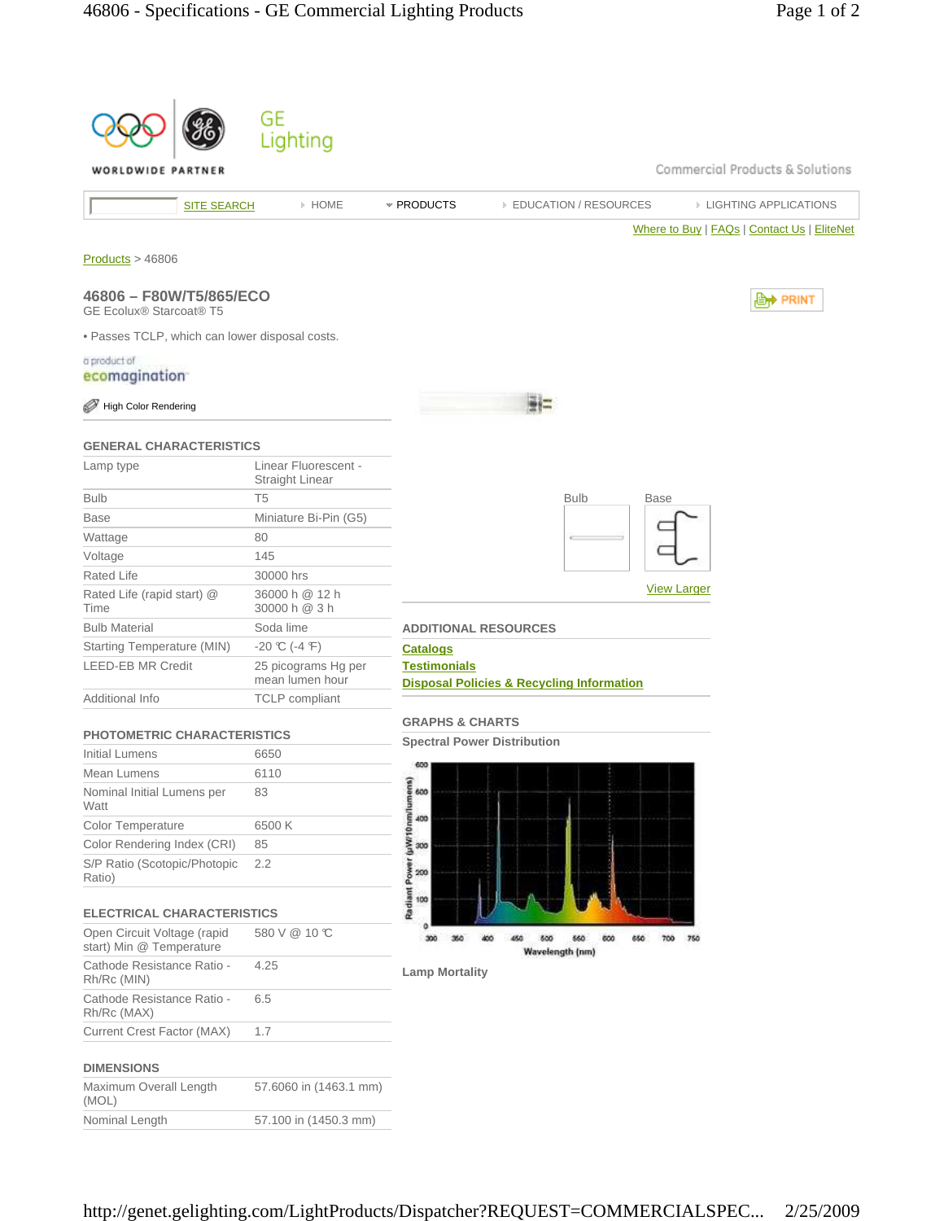GE Lighting

WORLDWIDE PARTNER

Commercial Products & Solutions

SITE SEARCH | HOME | PRODUCTS | EDUCATION / RESOURCES | LIGHTING APPLICATIONS

Where to Buy | FAQs | Contact Us | EliteNet

Products > 46806

## 46806 – F80W/T5/865/ECO

GE Ecolux® Starcoat® T5

• Passes TCLP, which can lower disposal costs.

a product of ecomagination

High Color Rendering

PRINT

### GENERAL CHARACTERISTICS

| | |
|---|---|
| Lamp type | Linear Fluorescent - Straight Linear |
| Bulb | T5 |
| Base | Miniature Bi-Pin (G5) |
| Wattage | 80 |
| Voltage | 145 |
| Rated Life | 30000 hrs |
| Rated Life (rapid start) @ Time | 36000 h @ 12 h<br>30000 h @ 3 h |
| Bulb Material | Soda lime |
| Starting Temperature (MIN) | -20 ℃ (-4 ℉) |
| LEED-EB MR Credit | 25 picograms Hg per mean lumen hour |
| Additional Info | TCLP compliant |

### PHOTOMETRIC CHARACTERISTICS

| | |
|---|---|
| Initial Lumens | 6650 |
| Mean Lumens | 6110 |
| Nominal Initial Lumens per Watt | 83 |
| Color Temperature | 6500 K |
| Color Rendering Index (CRI) | 85 |
| S/P Ratio (Scotopic/Photopic Ratio) | 2.2 |

### ELECTRICAL CHARACTERISTICS

| | |
|---|---|
| Open Circuit Voltage (rapid start) Min @ Temperature | 580 V @ 10 ℃ |
| Cathode Resistance Ratio - Rh/Rc (MIN) | 4.25 |
| Cathode Resistance Ratio - Rh/Rc (MAX) | 6.5 |
| Current Crest Factor (MAX) | 1.7 |

### DIMENSIONS

| | |
|---|---|
| Maximum Overall Length (MOL) | 57.6060 in (1463.1 mm) |
| Nominal Length | 57.100 in (1450.3 mm) |

Bulb | Base

View Larger

### ADDITIONAL RESOURCES

Catalogs

Testimonials

Disposal Policies & Recycling Information

### GRAPHS & CHARTS

**Spectral Power Distribution**

**Lamp Mortality**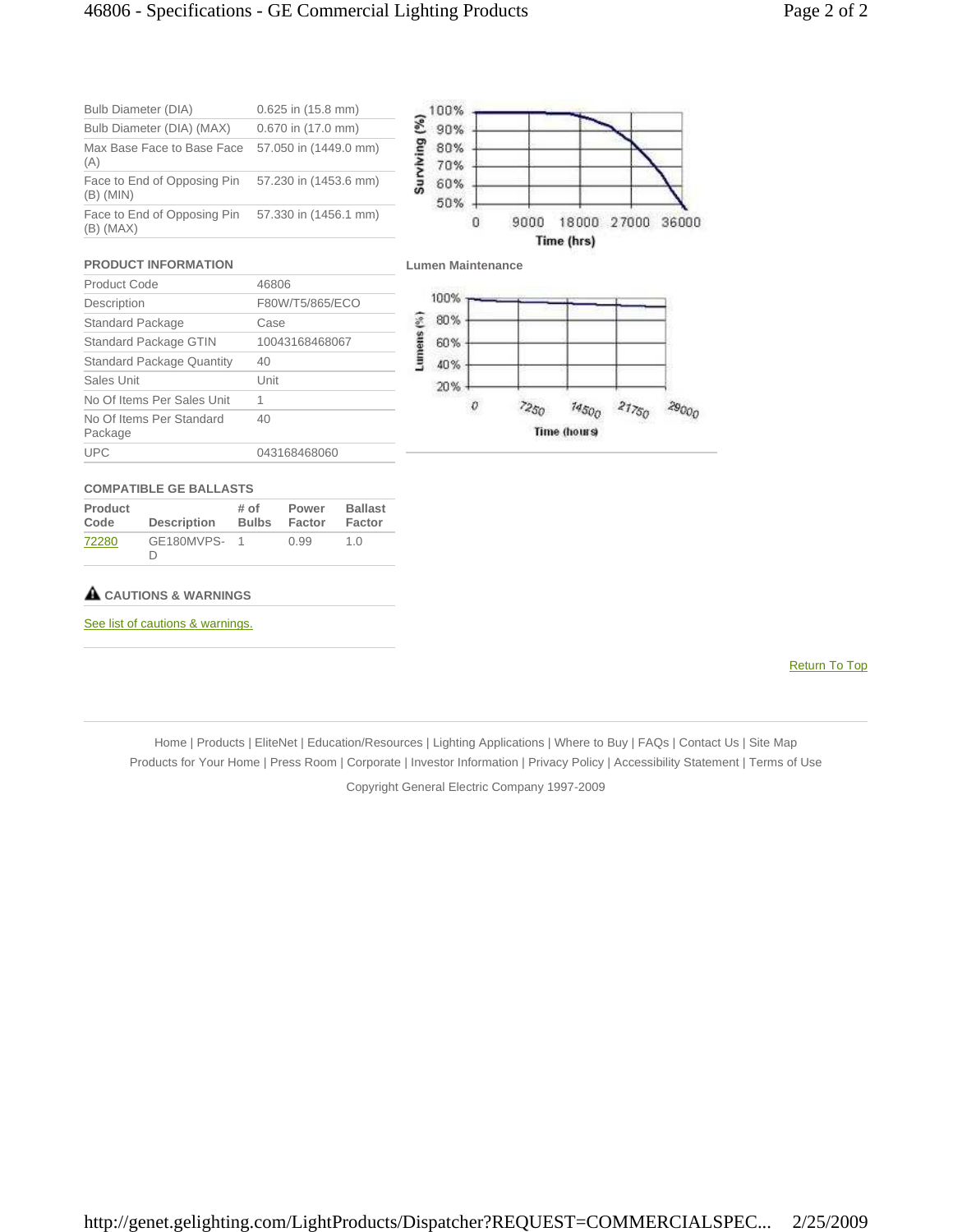| | |
|---|---|
| Bulb Diameter (DIA) | 0.625 in (15.8 mm) |
| Bulb Diameter (DIA) (MAX) | 0.670 in (17.0 mm) |
| Max Base Face to Base Face (A) | 57.050 in (1449.0 mm) |
| Face to End of Opposing Pin (B) (MIN) | 57.230 in (1453.6 mm) |
| Face to End of Opposing Pin (B) (MAX) | 57.330 in (1456.1 mm) |

Surviving (%)
100%
90%
80%
70%
60%
50%
0 9000 18000 27000 36000
Time (hrs)

### PRODUCT INFORMATION

| | |
|---|---|
| Product Code | 46806 |
| Description | F80W/T5/865/ECO |
| Standard Package | Case |
| Standard Package GTIN | 10043168468067 |
| Standard Package Quantity | 40 |
| Sales Unit | Unit |
| No Of Items Per Sales Unit | 1 |
| No Of Items Per Standard Package | 40 |
| UPC | 043168468060 |

Lumen Maintenance

Lumens (%)
100%
80%
60%
40%
20%
0 7250 14500 21750 29000
Time (hours)

### COMPATIBLE GE BALLASTS

| Product Code | Description | # of Bulbs | Power Factor | Ballast Factor |
|---|---|---|---|---|
| 72280 | GE180MVPS-D | 1 | 0.99 | 1.0 |

### CAUTIONS & WARNINGS

See list of cautions & warnings.

Return To Top

Home | Products | EliteNet | Education/Resources | Lighting Applications | Where to Buy | FAQs | Contact Us | Site Map
Products for Your Home | Press Room | Corporate | Investor Information | Privacy Policy | Accessibility Statement | Terms of Use

Copyright General Electric Company 1997-2009